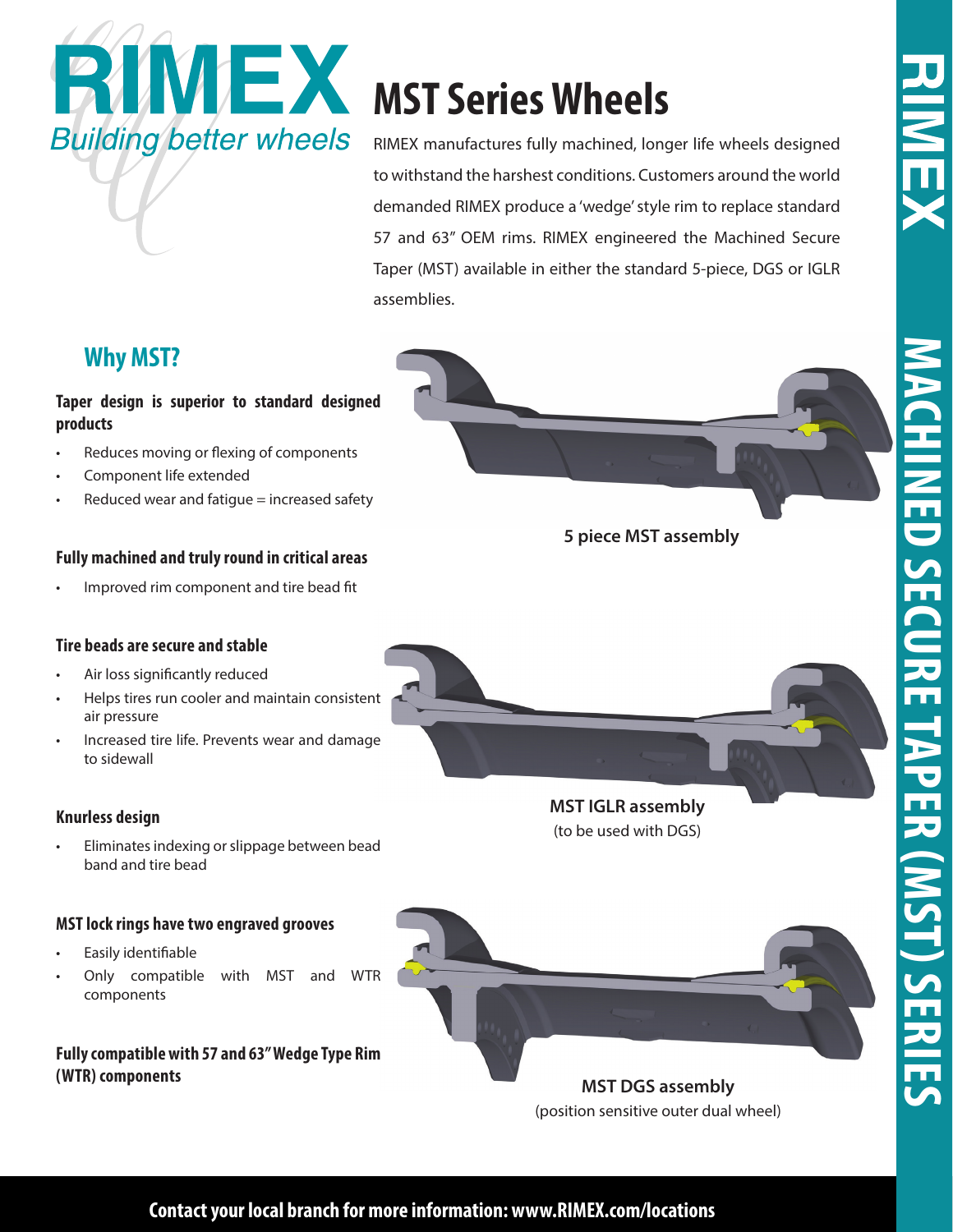# RIMEX

*Building better wheels*

# MST Series Wheels

RIMEX manufactures fully machined, longer life wheels designed to withstand the harshest conditions. Customers around the world demanded RIMEX produce a 'wedge' style rim to replace standard 57 and 63" OEM rims. RIMEX engineered the Machined Secure Taper (MST) available in either the standard 5-piece, DGS or IGLR assemblies.

## Why MST?

### Taper design is superior to standard designed products

- Reduces moving or flexing of components
- Component life extended
- Reduced wear and fatigue = increased safety

### Fully machined and truly round in critical areas

- Improved rim component and tire bead fit

### Tire beads are secure and stable

- Air loss significantly reduced
- Helps tires run cooler and maintain consistent air pressure
- Increased tire life. Prevents wear and damage to sidewall

### Knurless design

- Eliminates indexing or slippage between bead band and tire bead

### MST lock rings have two engraved grooves

- Easily identifiable
- Only compatible with MST and WTR components

### Fully compatible with 57 and 63" Wedge Type Rim (WTR) components

**5 piece MST assembly**

**MST IGLR assembly**

(to be used with DGS)

**MST DGS assembly**

(position sensitive outer dual wheel)

RIMEX MACHINED SECURE TAPER (MST) SERIES

**Contact your local branch for more information: www.RIMEX.com/locations**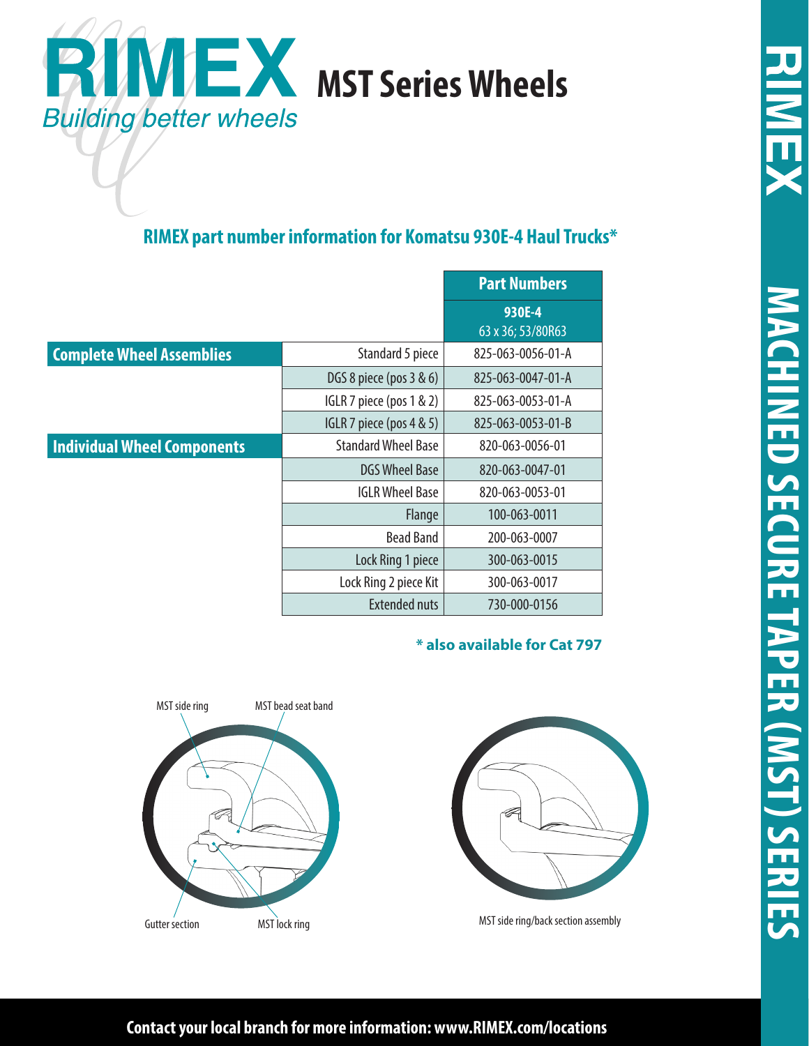# RIMEX MST Series Wheels

*Building better wheels*

## RIMEX part number information for Komatsu 930E-4 Haul Trucks*

| | | Part Numbers 930E-4 63 x 36; 53/80R63 |
|---|---|---|
| **Complete Wheel Assemblies** | Standard 5 piece | 825-063-0056-01-A |
| | DGS 8 piece (pos 3 & 6) | 825-063-0047-01-A |
| | IGLR 7 piece (pos 1 & 2) | 825-063-0053-01-A |
| | IGLR 7 piece (pos 4 & 5) | 825-063-0053-01-B |
| **Individual Wheel Components** | Standard Wheel Base | 820-063-0056-01 |
| | DGS Wheel Base | 820-063-0047-01 |
| | IGLR Wheel Base | 820-063-0053-01 |
| | Flange | 100-063-0011 |
| | Bead Band | 200-063-0007 |
| | Lock Ring 1 piece | 300-063-0015 |
| | Lock Ring 2 piece Kit | 300-063-0017 |
| | Extended nuts | 730-000-0156 |

**\* also available for Cat 797**

MST side ring

MST bead seat band

Gutter section

MST lock ring

MST side ring/back section assembly

**Contact your local branch for more information: www.RIMEX.com/locations**

RIMEX MACHINED SECURE TAPER (MST) SERIES